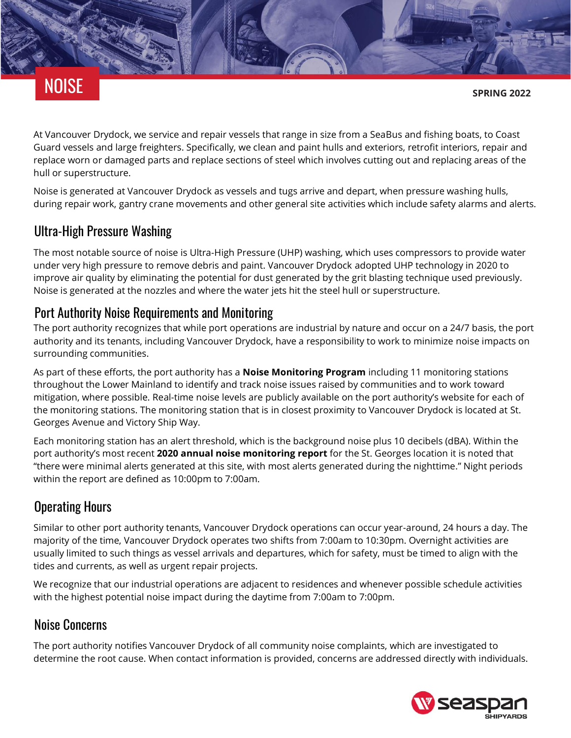# NOISE

**SPRING 2022**

At Vancouver Drydock, we service and repair vessels that range in size from a SeaBus and fishing boats, to Coast Guard vessels and large freighters. Specifically, we clean and paint hulls and exteriors, retrofit interiors, repair and replace worn or damaged parts and replace sections of steel which involves cutting out and replacing areas of the hull or superstructure.

Noise is generated at Vancouver Drydock as vessels and tugs arrive and depart, when pressure washing hulls, during repair work, gantry crane movements and other general site activities which include safety alarms and alerts.

## Ultra-High Pressure Washing

The most notable source of noise is Ultra-High Pressure (UHP) washing, which uses compressors to provide water under very high pressure to remove debris and paint. Vancouver Drydock adopted UHP technology in 2020 to improve air quality by eliminating the potential for dust generated by the grit blasting technique used previously. Noise is generated at the nozzles and where the water jets hit the steel hull or superstructure.

## Port Authority Noise Requirements and Monitoring

The port authority recognizes that while port operations are industrial by nature and occur on a 24/7 basis, the port authority and its tenants, including Vancouver Drydock, have a responsibility to work to minimize noise impacts on surrounding communities.

As part of these efforts, the port authority has a **Noise Monitoring Program** including 11 monitoring stations throughout the Lower Mainland to identify and track noise issues raised by communities and to work toward mitigation, where possible. Real-time noise levels are publicly available on the port authority's website for each of the monitoring stations. The monitoring station that is in closest proximity to Vancouver Drydock is located at St. Georges Avenue and Victory Ship Way.

Each monitoring station has an alert threshold, which is the background noise plus 10 decibels (dBA). Within the port authority's most recent **2020 annual noise monitoring report** for the St. Georges location it is noted that "there were minimal alerts generated at this site, with most alerts generated during the nighttime." Night periods within the report are defined as 10:00pm to 7:00am.

## Operating Hours

Similar to other port authority tenants, Vancouver Drydock operations can occur year-around, 24 hours a day. The majority of the time, Vancouver Drydock operates two shifts from 7:00am to 10:30pm. Overnight activities are usually limited to such things as vessel arrivals and departures, which for safety, must be timed to align with the tides and currents, as well as urgent repair projects.

We recognize that our industrial operations are adjacent to residences and whenever possible schedule activities with the highest potential noise impact during the daytime from 7:00am to 7:00pm.

## Noise Concerns

The port authority notifies Vancouver Drydock of all community noise complaints, which are investigated to determine the root cause. When contact information is provided, concerns are addressed directly with individuals.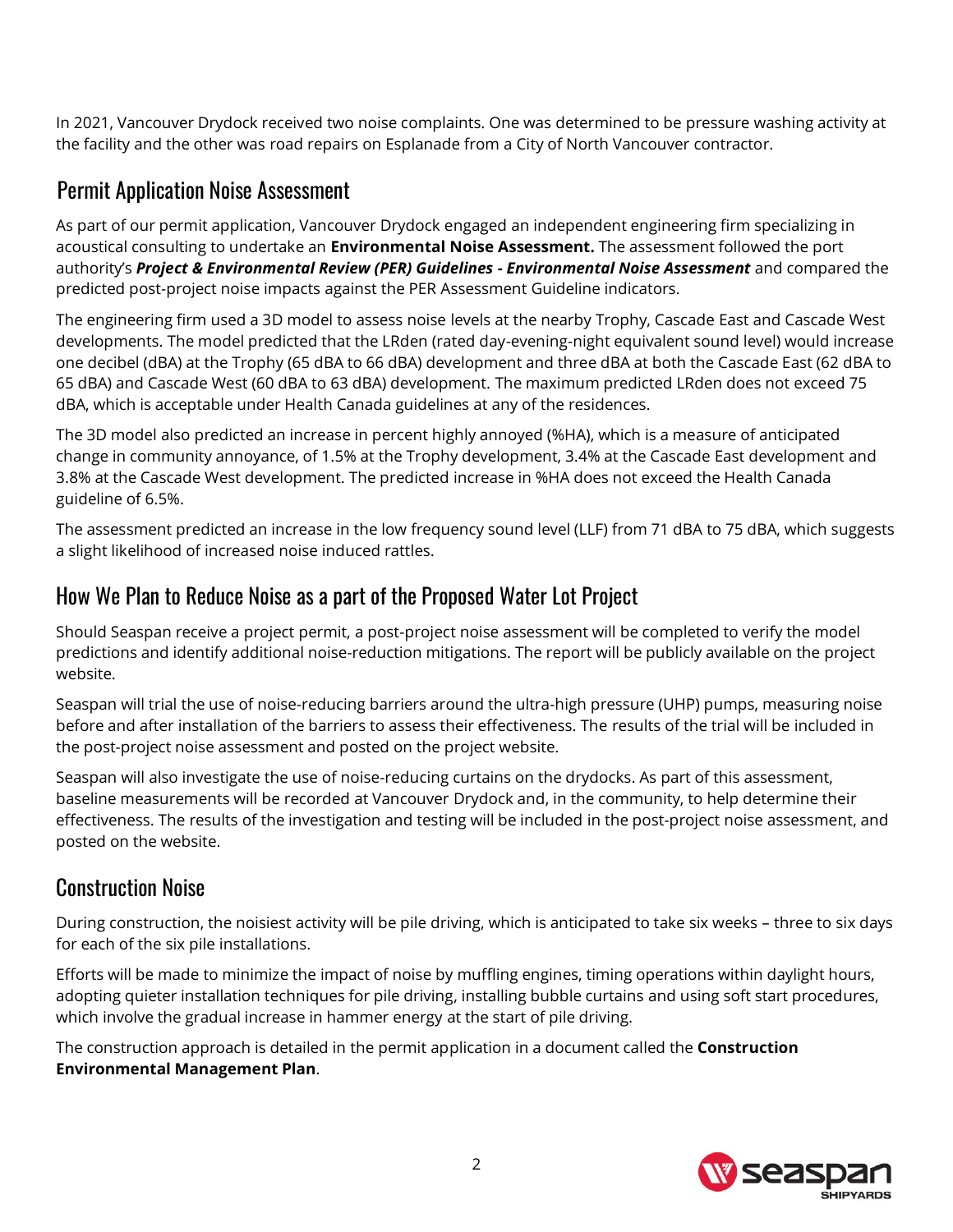In 2021, Vancouver Drydock received two noise complaints. One was determined to be pressure washing activity at the facility and the other was road repairs on Esplanade from a City of North Vancouver contractor.

## Permit Application Noise Assessment

As part of our permit application, Vancouver Drydock engaged an independent engineering firm specializing in acoustical consulting to undertake an **Environmental Noise Assessment.** The assessment followed the port authority's ***Project & Environmental Review (PER) Guidelines - Environmental Noise Assessment*** and compared the predicted post-project noise impacts against the PER Assessment Guideline indicators.

The engineering firm used a 3D model to assess noise levels at the nearby Trophy, Cascade East and Cascade West developments. The model predicted that the LRden (rated day-evening-night equivalent sound level) would increase one decibel (dBA) at the Trophy (65 dBA to 66 dBA) development and three dBA at both the Cascade East (62 dBA to 65 dBA) and Cascade West (60 dBA to 63 dBA) development. The maximum predicted LRden does not exceed 75 dBA, which is acceptable under Health Canada guidelines at any of the residences.

The 3D model also predicted an increase in percent highly annoyed (%HA), which is a measure of anticipated change in community annoyance, of 1.5% at the Trophy development, 3.4% at the Cascade East development and 3.8% at the Cascade West development. The predicted increase in %HA does not exceed the Health Canada guideline of 6.5%.

The assessment predicted an increase in the low frequency sound level (LLF) from 71 dBA to 75 dBA, which suggests a slight likelihood of increased noise induced rattles.

## How We Plan to Reduce Noise as a part of the Proposed Water Lot Project

Should Seaspan receive a project permit, a post-project noise assessment will be completed to verify the model predictions and identify additional noise-reduction mitigations. The report will be publicly available on the project website.

Seaspan will trial the use of noise-reducing barriers around the ultra-high pressure (UHP) pumps, measuring noise before and after installation of the barriers to assess their effectiveness. The results of the trial will be included in the post-project noise assessment and posted on the project website.

Seaspan will also investigate the use of noise-reducing curtains on the drydocks. As part of this assessment, baseline measurements will be recorded at Vancouver Drydock and, in the community, to help determine their effectiveness. The results of the investigation and testing will be included in the post-project noise assessment, and posted on the website.

## Construction Noise

During construction, the noisiest activity will be pile driving, which is anticipated to take six weeks – three to six days for each of the six pile installations.

Efforts will be made to minimize the impact of noise by muffling engines, timing operations within daylight hours, adopting quieter installation techniques for pile driving, installing bubble curtains and using soft start procedures, which involve the gradual increase in hammer energy at the start of pile driving.

The construction approach is detailed in the permit application in a document called the **Construction Environmental Management Plan**.